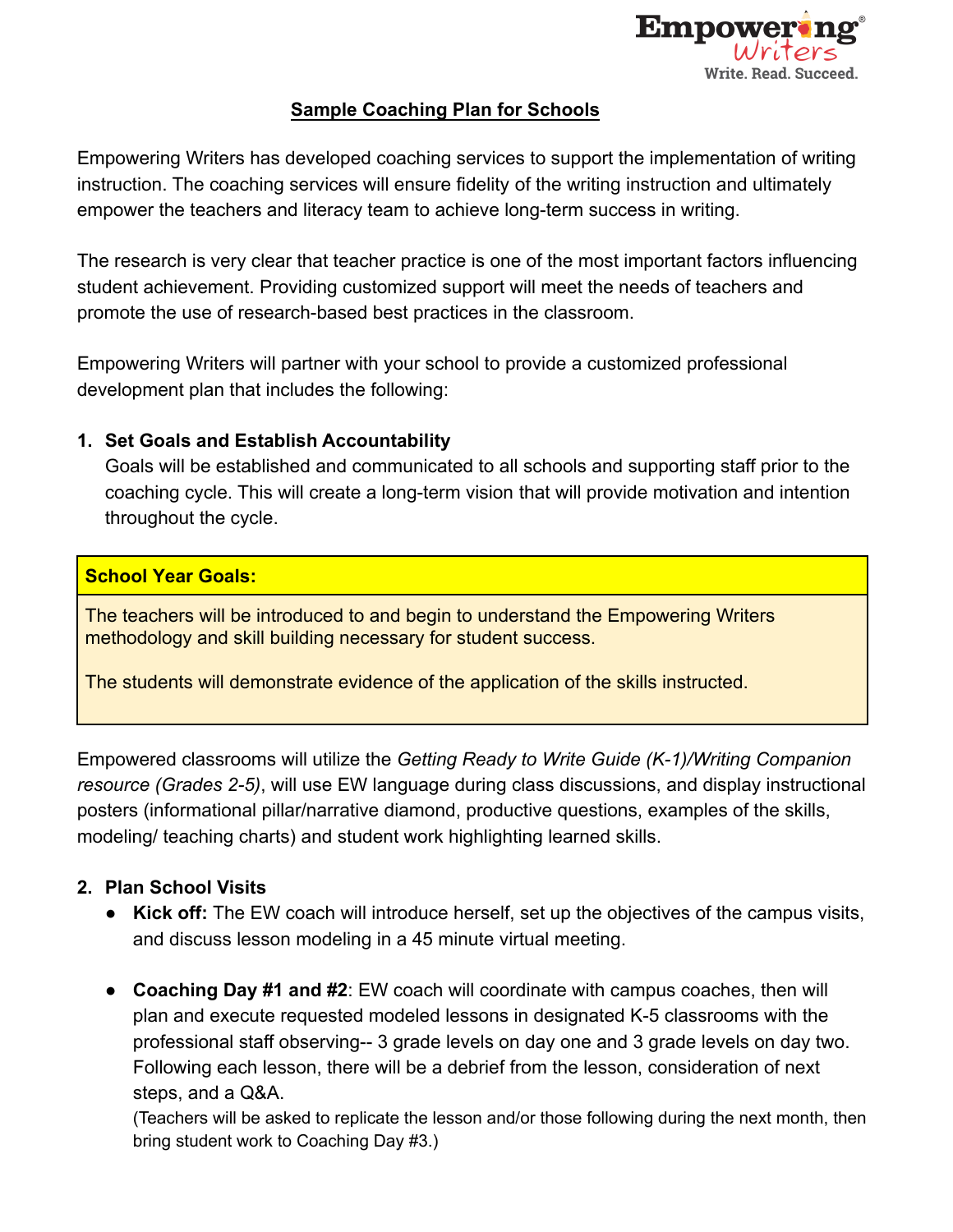Empowering Writers
Write. Read. Succeed.

## Sample Coaching Plan for Schools

Empowering Writers has developed coaching services to support the implementation of writing instruction. The coaching services will ensure fidelity of the writing instruction and ultimately empower the teachers and literacy team to achieve long-term success in writing.

The research is very clear that teacher practice is one of the most important factors influencing student achievement. Providing customized support will meet the needs of teachers and promote the use of research-based best practices in the classroom.

Empowering Writers will partner with your school to provide a customized professional development plan that includes the following:

1. **Set Goals and Establish Accountability**
   Goals will be established and communicated to all schools and supporting staff prior to the coaching cycle. This will create a long-term vision that will provide motivation and intention throughout the cycle.

| School Year Goals: |
| --- |
| The teachers will be introduced to and begin to understand the Empowering Writers methodology and skill building necessary for student success.<br><br>The students will demonstrate evidence of the application of the skills instructed. |

Empowered classrooms will utilize the *Getting Ready to Write Guide (K-1)/Writing Companion resource (Grades 2-5)*, will use EW language during class discussions, and display instructional posters (informational pillar/narrative diamond, productive questions, examples of the skills, modeling/ teaching charts) and student work highlighting learned skills.

2. **Plan School Visits**
   - **Kick off:** The EW coach will introduce herself, set up the objectives of the campus visits, and discuss lesson modeling in a 45 minute virtual meeting.
   - **Coaching Day #1 and #2**: EW coach will coordinate with campus coaches, then will plan and execute requested modeled lessons in designated K-5 classrooms with the professional staff observing-- 3 grade levels on day one and 3 grade levels on day two. Following each lesson, there will be a debrief from the lesson, consideration of next steps, and a Q&A.
     (Teachers will be asked to replicate the lesson and/or those following during the next month, then bring student work to Coaching Day #3.)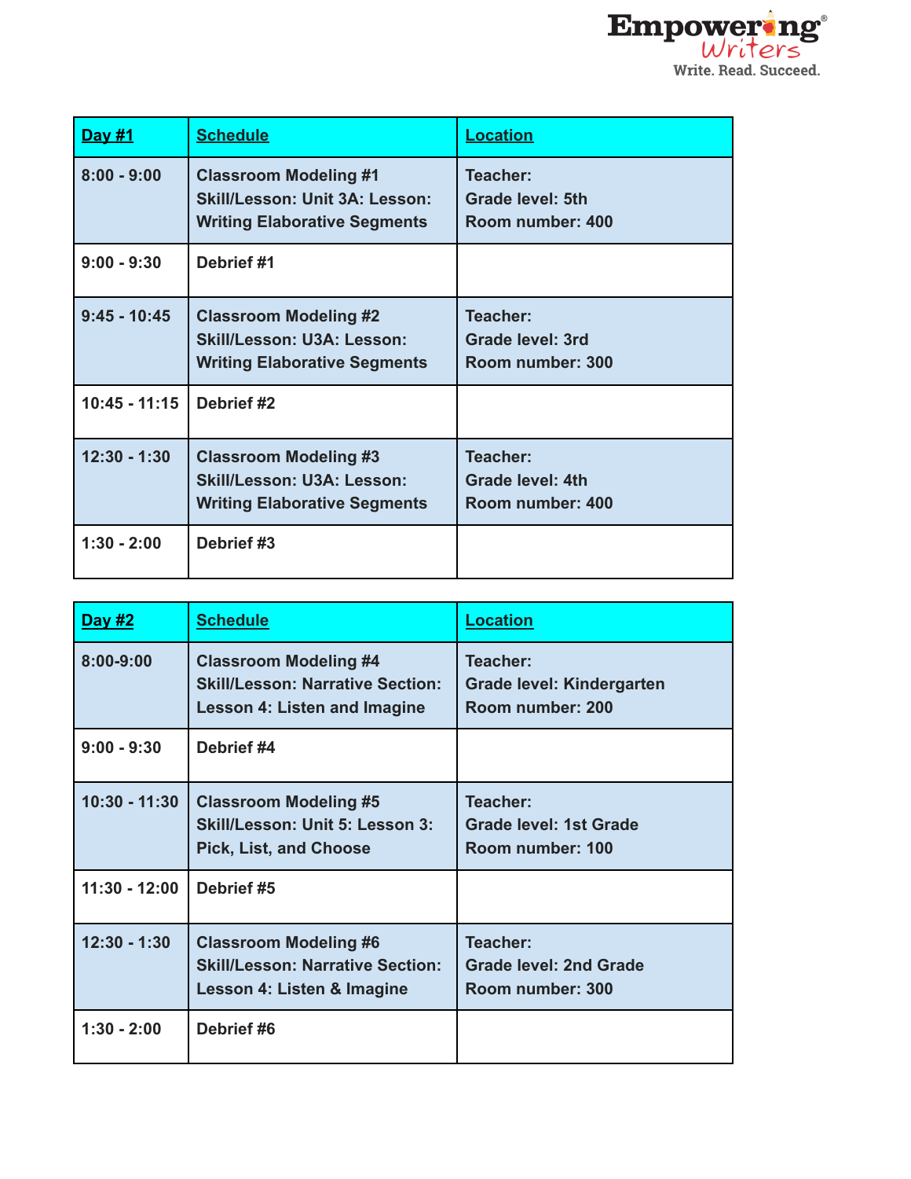| Day #1 | Schedule | Location |
|---|---|---|
| 8:00 - 9:00 | Classroom Modeling #1<br>Skill/Lesson: Unit 3A: Lesson: Writing Elaborative Segments | Teacher:<br>Grade level: 5th<br>Room number: 400 |
| 9:00 - 9:30 | Debrief #1 | |
| 9:45 - 10:45 | Classroom Modeling #2<br>Skill/Lesson: U3A: Lesson: Writing Elaborative Segments | Teacher:<br>Grade level: 3rd<br>Room number: 300 |
| 10:45 - 11:15 | Debrief #2 | |
| 12:30 - 1:30 | Classroom Modeling #3<br>Skill/Lesson: U3A: Lesson: Writing Elaborative Segments | Teacher:<br>Grade level: 4th<br>Room number: 400 |
| 1:30 - 2:00 | Debrief #3 | |

| Day #2 | Schedule | Location |
|---|---|---|
| 8:00-9:00 | Classroom Modeling #4<br>Skill/Lesson: Narrative Section: Lesson 4: Listen and Imagine | Teacher:<br>Grade level: Kindergarten<br>Room number: 200 |
| 9:00 - 9:30 | Debrief #4 | |
| 10:30 - 11:30 | Classroom Modeling #5<br>Skill/Lesson: Unit 5: Lesson 3: Pick, List, and Choose | Teacher:<br>Grade level: 1st Grade<br>Room number: 100 |
| 11:30 - 12:00 | Debrief #5 | |
| 12:30 - 1:30 | Classroom Modeling #6<br>Skill/Lesson: Narrative Section: Lesson 4: Listen & Imagine | Teacher:<br>Grade level: 2nd Grade<br>Room number: 300 |
| 1:30 - 2:00 | Debrief #6 | |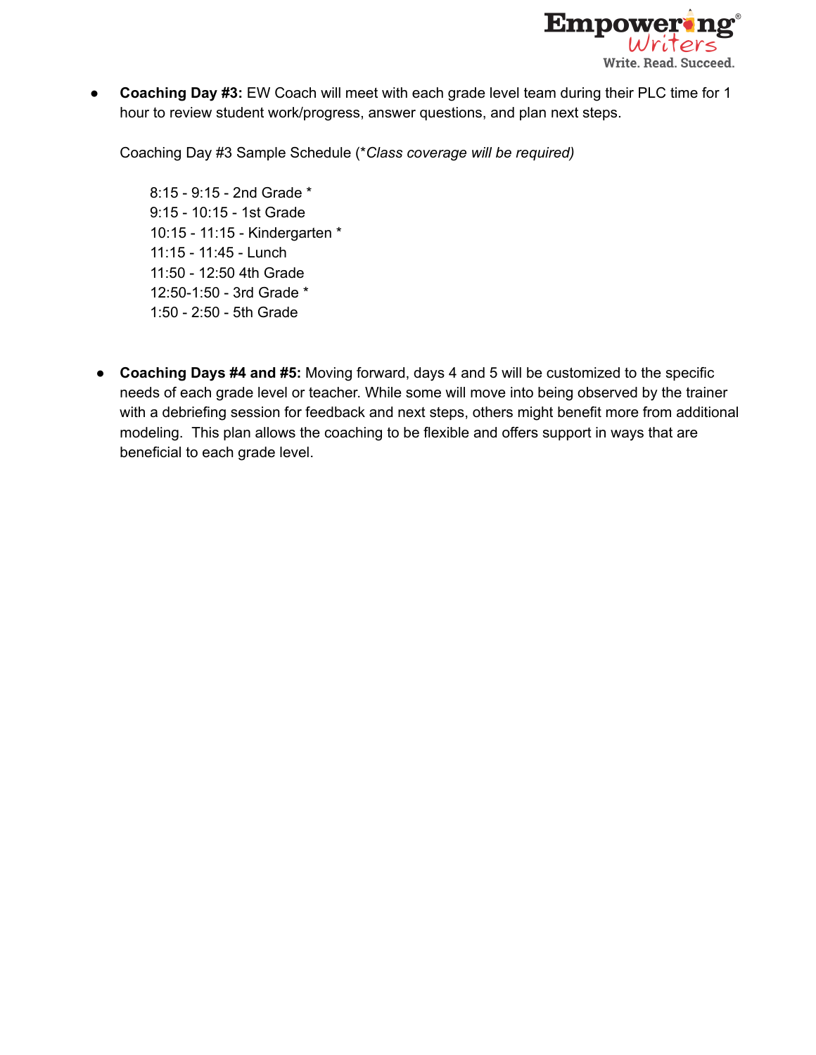- **Coaching Day #3:** EW Coach will meet with each grade level team during their PLC time for 1 hour to review student work/progress, answer questions, and plan next steps.

  Coaching Day #3 Sample Schedule (*\*Class coverage will be required)*

  8:15 - 9:15 - 2nd Grade *
  9:15 - 10:15 - 1st Grade
  10:15 - 11:15 - Kindergarten *
  11:15 - 11:45 - Lunch
  11:50 - 12:50 4th Grade
  12:50-1:50 - 3rd Grade *
  1:50 - 2:50 - 5th Grade

- **Coaching Days #4 and #5:** Moving forward, days 4 and 5 will be customized to the specific needs of each grade level or teacher. While some will move into being observed by the trainer with a debriefing session for feedback and next steps, others might benefit more from additional modeling. This plan allows the coaching to be flexible and offers support in ways that are beneficial to each grade level.